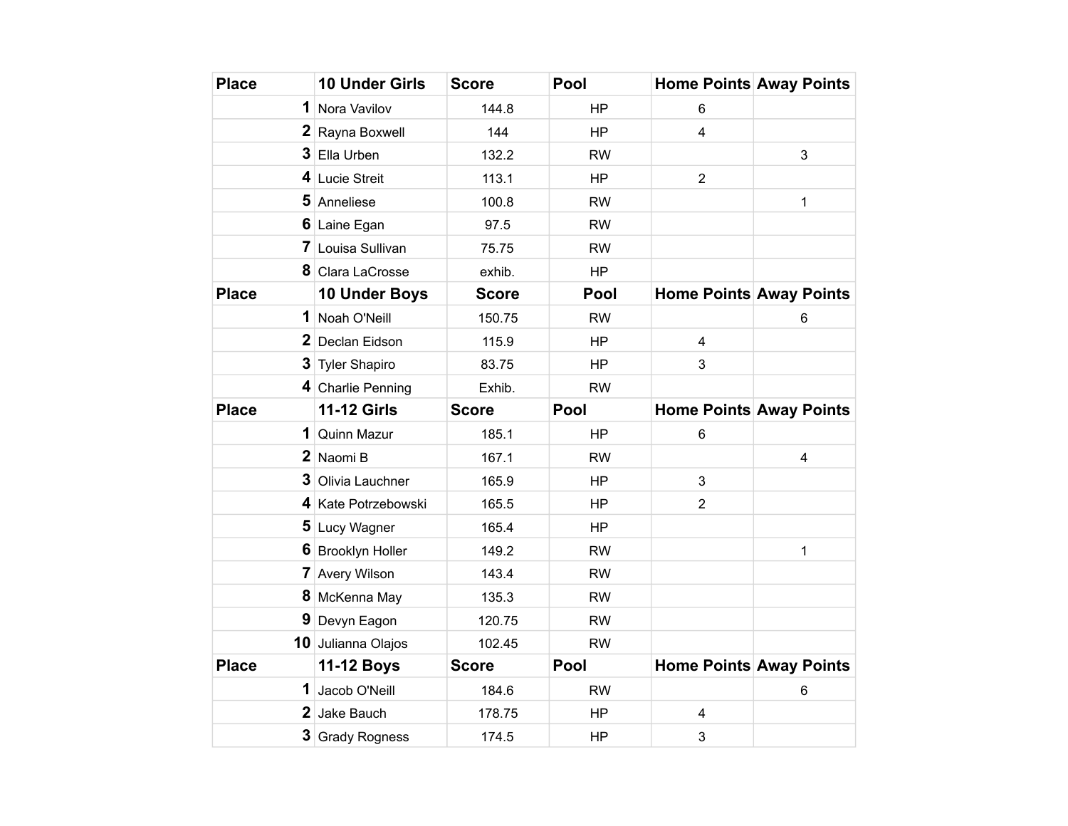| Place | 10 Under Girls | Score | Pool | Home Points | Away Points |
|---|---|---|---|---|---|
| 1 | Nora Vavilov | 144.8 | HP | 6 | |
| 2 | Rayna Boxwell | 144 | HP | 4 | |
| 3 | Ella Urben | 132.2 | RW | | 3 |
| 4 | Lucie Streit | 113.1 | HP | 2 | |
| 5 | Anneliese | 100.8 | RW | | 1 |
| 6 | Laine Egan | 97.5 | RW | | |
| 7 | Louisa Sullivan | 75.75 | RW | | |
| 8 | Clara LaCrosse | exhib. | HP | | |
| **Place** | **10 Under Boys** | **Score** | **Pool** | **Home Points** | **Away Points** |
| 1 | Noah O'Neill | 150.75 | RW | | 6 |
| 2 | Declan Eidson | 115.9 | HP | 4 | |
| 3 | Tyler Shapiro | 83.75 | HP | 3 | |
| 4 | Charlie Penning | Exhib. | RW | | |
| **Place** | **11-12 Girls** | **Score** | **Pool** | **Home Points** | **Away Points** |
| 1 | Quinn Mazur | 185.1 | HP | 6 | |
| 2 | Naomi B | 167.1 | RW | | 4 |
| 3 | Olivia Lauchner | 165.9 | HP | 3 | |
| 4 | Kate Potrzebowski | 165.5 | HP | 2 | |
| 5 | Lucy Wagner | 165.4 | HP | | |
| 6 | Brooklyn Holler | 149.2 | RW | | 1 |
| 7 | Avery Wilson | 143.4 | RW | | |
| 8 | McKenna May | 135.3 | RW | | |
| 9 | Devyn Eagon | 120.75 | RW | | |
| 10 | Julianna Olajos | 102.45 | RW | | |
| **Place** | **11-12 Boys** | **Score** | **Pool** | **Home Points** | **Away Points** |
| 1 | Jacob O'Neill | 184.6 | RW | | 6 |
| 2 | Jake Bauch | 178.75 | HP | 4 | |
| 3 | Grady Rogness | 174.5 | HP | 3 | |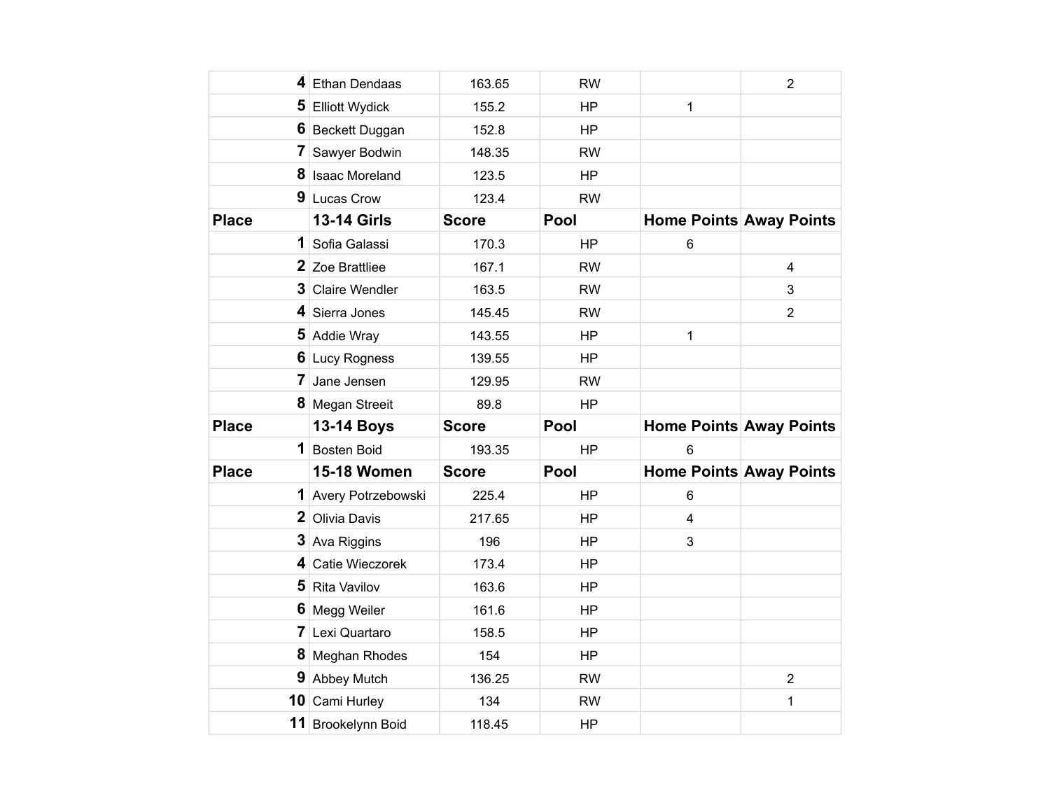| Place | | Score | Pool | Home Points | Away Points |
|---|---|---|---|---|---|
| 4 | Ethan Dendaas | 163.65 | RW | | 2 |
| 5 | Elliott Wydick | 155.2 | HP | 1 | |
| 6 | Beckett Duggan | 152.8 | HP | | |
| 7 | Sawyer Bodwin | 148.35 | RW | | |
| 8 | Isaac Moreland | 123.5 | HP | | |
| 9 | Lucas Crow | 123.4 | RW | | |
| **Place** | **13-14 Girls** | **Score** | **Pool** | **Home Points** | **Away Points** |
| 1 | Sofia Galassi | 170.3 | HP | 6 | |
| 2 | Zoe Brattliee | 167.1 | RW | | 4 |
| 3 | Claire Wendler | 163.5 | RW | | 3 |
| 4 | Sierra Jones | 145.45 | RW | | 2 |
| 5 | Addie Wray | 143.55 | HP | 1 | |
| 6 | Lucy Rogness | 139.55 | HP | | |
| 7 | Jane Jensen | 129.95 | RW | | |
| 8 | Megan Streeit | 89.8 | HP | | |
| **Place** | **13-14 Boys** | **Score** | **Pool** | **Home Points** | **Away Points** |
| 1 | Bosten Boid | 193.35 | HP | 6 | |
| **Place** | **15-18 Women** | **Score** | **Pool** | **Home Points** | **Away Points** |
| 1 | Avery Potrzebowski | 225.4 | HP | 6 | |
| 2 | Olivia Davis | 217.65 | HP | 4 | |
| 3 | Ava Riggins | 196 | HP | 3 | |
| 4 | Catie Wieczorek | 173.4 | HP | | |
| 5 | Rita Vavilov | 163.6 | HP | | |
| 6 | Megg Weiler | 161.6 | HP | | |
| 7 | Lexi Quartaro | 158.5 | HP | | |
| 8 | Meghan Rhodes | 154 | HP | | |
| 9 | Abbey Mutch | 136.25 | RW | | 2 |
| 10 | Cami Hurley | 134 | RW | | 1 |
| 11 | Brookelynn Boid | 118.45 | HP | | |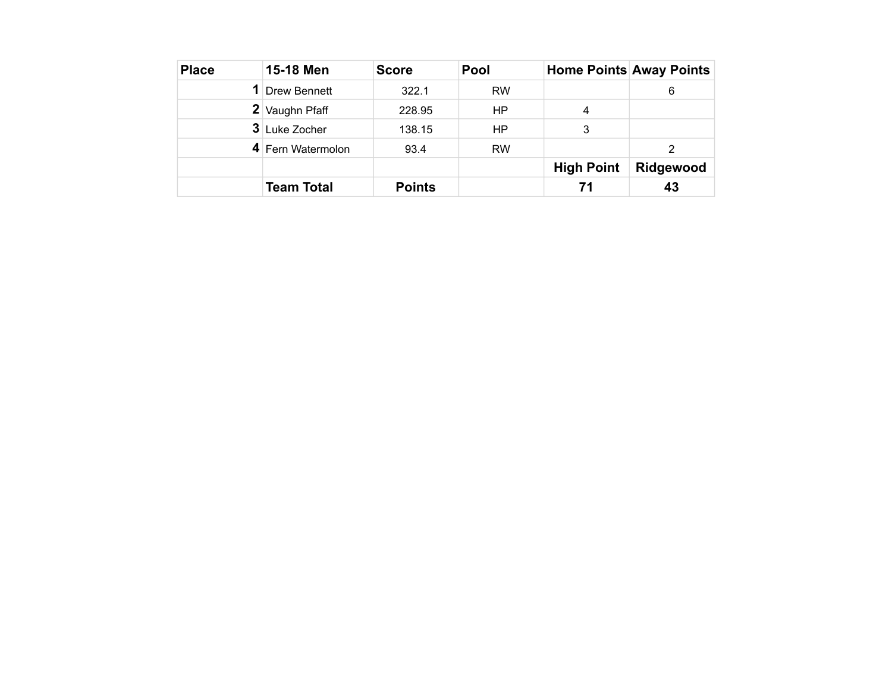| Place | 15-18 Men | Score | Pool | Home Points | Away Points |
|---|---|---|---|---|---|
| **1** | Drew Bennett | 322.1 | RW | | 6 |
| **2** | Vaughn Pfaff | 228.95 | HP | 4 | |
| **3** | Luke Zocher | 138.15 | HP | 3 | |
| **4** | Fern Watermolon | 93.4 | RW | | 2 |
| | | | | **High Point** | **Ridgewood** |
| | **Team Total** | **Points** | | **71** | **43** |